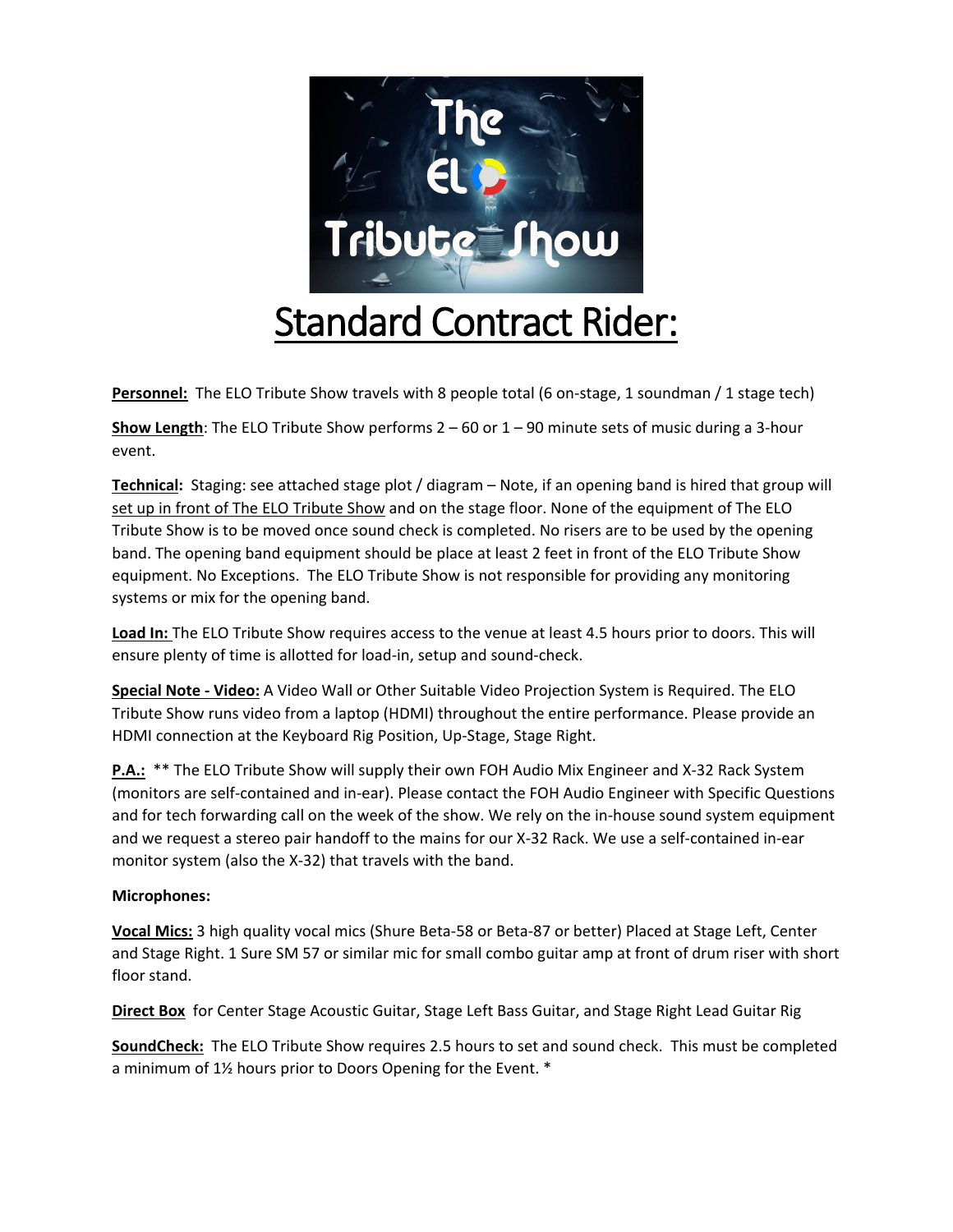# Standard Contract Rider:

**Personnel:** The ELO Tribute Show travels with 8 people total (6 on-stage, 1 soundman / 1 stage tech)

**Show Length**: The ELO Tribute Show performs 2 – 60 or 1 – 90 minute sets of music during a 3-hour event.

**Technical:** Staging: see attached stage plot / diagram – Note, if an opening band is hired that group will set up in front of The ELO Tribute Show and on the stage floor. None of the equipment of The ELO Tribute Show is to be moved once sound check is completed. No risers are to be used by the opening band. The opening band equipment should be place at least 2 feet in front of the ELO Tribute Show equipment. No Exceptions. The ELO Tribute Show is not responsible for providing any monitoring systems or mix for the opening band.

**Load In:** The ELO Tribute Show requires access to the venue at least 4.5 hours prior to doors. This will ensure plenty of time is allotted for load-in, setup and sound-check.

**Special Note - Video:** A Video Wall or Other Suitable Video Projection System is Required. The ELO Tribute Show runs video from a laptop (HDMI) throughout the entire performance. Please provide an HDMI connection at the Keyboard Rig Position, Up-Stage, Stage Right.

**P.A.:** ** The ELO Tribute Show will supply their own FOH Audio Mix Engineer and X-32 Rack System (monitors are self-contained and in-ear). Please contact the FOH Audio Engineer with Specific Questions and for tech forwarding call on the week of the show. We rely on the in-house sound system equipment and we request a stereo pair handoff to the mains for our X-32 Rack. We use a self-contained in-ear monitor system (also the X-32) that travels with the band.

**Microphones:**

**Vocal Mics:** 3 high quality vocal mics (Shure Beta-58 or Beta-87 or better) Placed at Stage Left, Center and Stage Right. 1 Sure SM 57 or similar mic for small combo guitar amp at front of drum riser with short floor stand.

**Direct Box** for Center Stage Acoustic Guitar, Stage Left Bass Guitar, and Stage Right Lead Guitar Rig

**SoundCheck:** The ELO Tribute Show requires 2.5 hours to set and sound check. This must be completed a minimum of 1½ hours prior to Doors Opening for the Event. *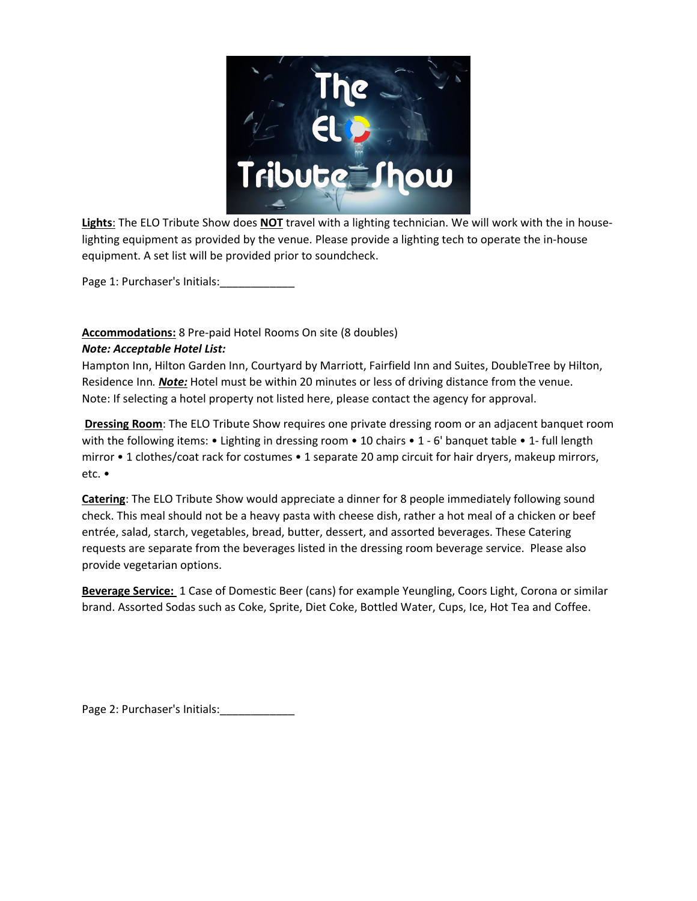**Lights**: The ELO Tribute Show does **NOT** travel with a lighting technician. We will work with the in house-lighting equipment as provided by the venue. Please provide a lighting tech to operate the in-house equipment. A set list will be provided prior to soundcheck.

Page 1: Purchaser's Initials:____________

**Accommodations:** 8 Pre-paid Hotel Rooms On site (8 doubles)

***Note: Acceptable Hotel List:***

Hampton Inn, Hilton Garden Inn, Courtyard by Marriott, Fairfield Inn and Suites, DoubleTree by Hilton, Residence Inn. ***Note:*** Hotel must be within 20 minutes or less of driving distance from the venue. Note: If selecting a hotel property not listed here, please contact the agency for approval.

**Dressing Room**: The ELO Tribute Show requires one private dressing room or an adjacent banquet room with the following items: • Lighting in dressing room • 10 chairs • 1 - 6' banquet table • 1- full length mirror • 1 clothes/coat rack for costumes • 1 separate 20 amp circuit for hair dryers, makeup mirrors, etc. •

**Catering**: The ELO Tribute Show would appreciate a dinner for 8 people immediately following sound check. This meal should not be a heavy pasta with cheese dish, rather a hot meal of a chicken or beef entrée, salad, starch, vegetables, bread, butter, dessert, and assorted beverages. These Catering requests are separate from the beverages listed in the dressing room beverage service. Please also provide vegetarian options.

**Beverage Service:** 1 Case of Domestic Beer (cans) for example Yeungling, Coors Light, Corona or similar brand. Assorted Sodas such as Coke, Sprite, Diet Coke, Bottled Water, Cups, Ice, Hot Tea and Coffee.

Page 2: Purchaser's Initials:____________